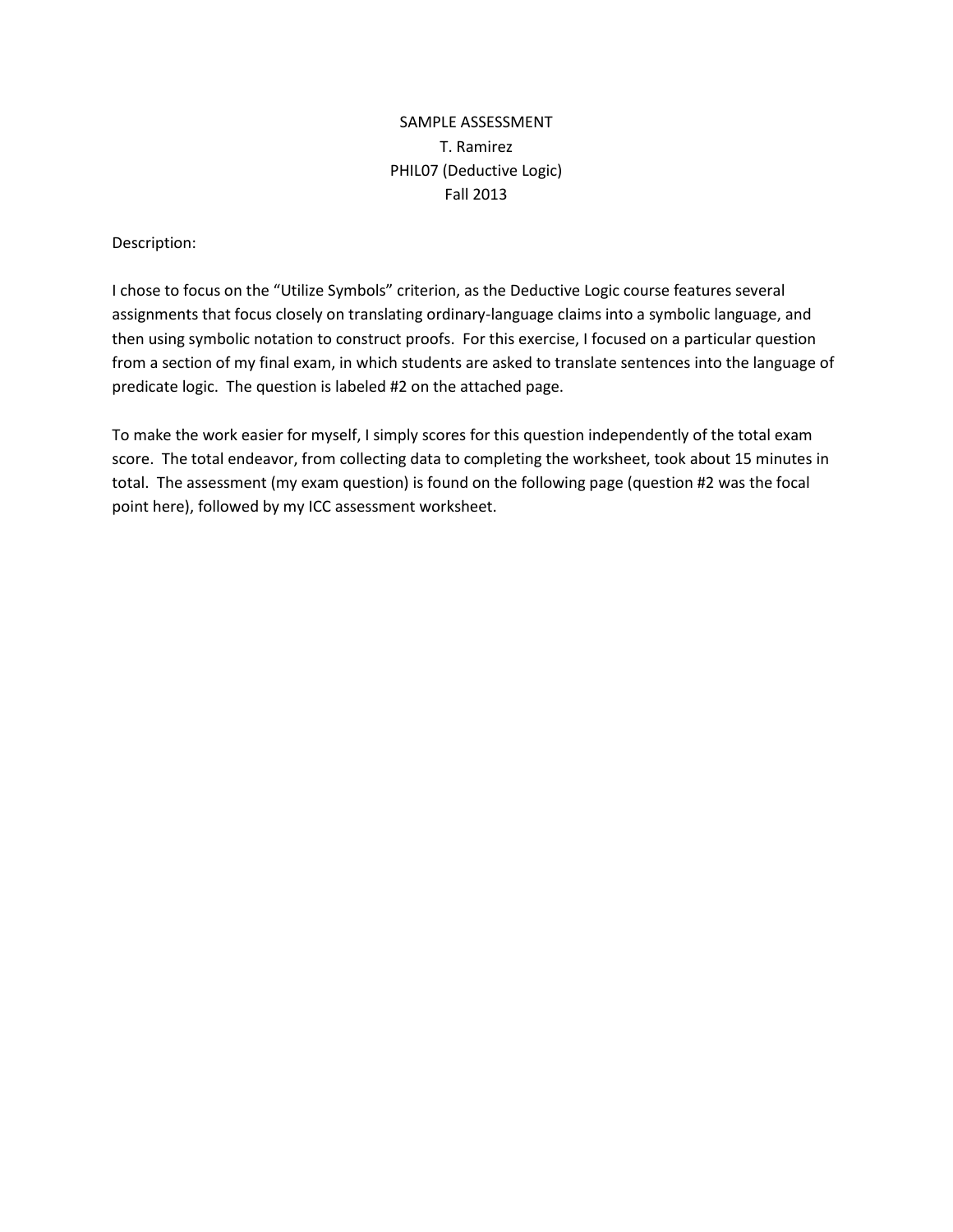SAMPLE ASSESSMENT
T. Ramirez
PHIL07 (Deductive Logic)
Fall 2013

Description:

I chose to focus on the "Utilize Symbols" criterion, as the Deductive Logic course features several assignments that focus closely on translating ordinary-language claims into a symbolic language, and then using symbolic notation to construct proofs. For this exercise, I focused on a particular question from a section of my final exam, in which students are asked to translate sentences into the language of predicate logic. The question is labeled #2 on the attached page.

To make the work easier for myself, I simply scores for this question independently of the total exam score. The total endeavor, from collecting data to completing the worksheet, took about 15 minutes in total. The assessment (my exam question) is found on the following page (question #2 was the focal point here), followed by my ICC assessment worksheet.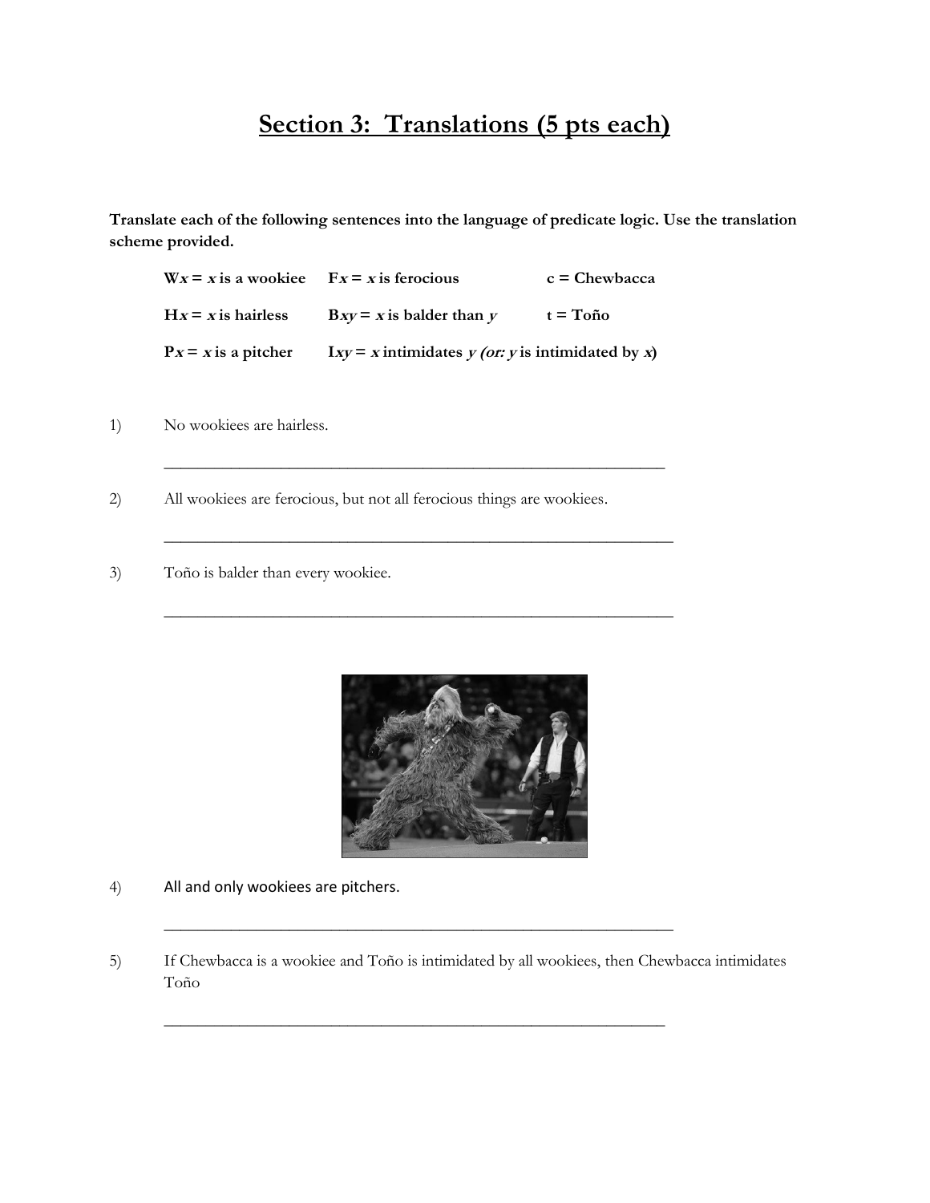# Section 3: Translations (5 pts each)

**Translate each of the following sentences into the language of predicate logic. Use the translation scheme provided.**

| | | |
|---|---|---|
| **W*x* = *x* is a wookiee** | **F*x* = *x* is ferocious** | **c = Chewbacca** |
| **H*x* = *x* is hairless** | **B*xy* = *x* is balder than *y*** | **t = Toño** |
| **P*x* = *x* is a pitcher** | **I*xy* = *x* intimidates *y* (or: *y* is intimidated by *x*)** | |

1) No wookiees are hairless.

_______________________________________________________________

2) All wookiees are ferocious, but not all ferocious things are wookiees.

_______________________________________________________________

3) Toño is balder than every wookiee.

_______________________________________________________________

4) All and only wookiees are pitchers.

_______________________________________________________________

5) If Chewbacca is a wookiee and Toño is intimidated by all wookiees, then Chewbacca intimidates Toño

_______________________________________________________________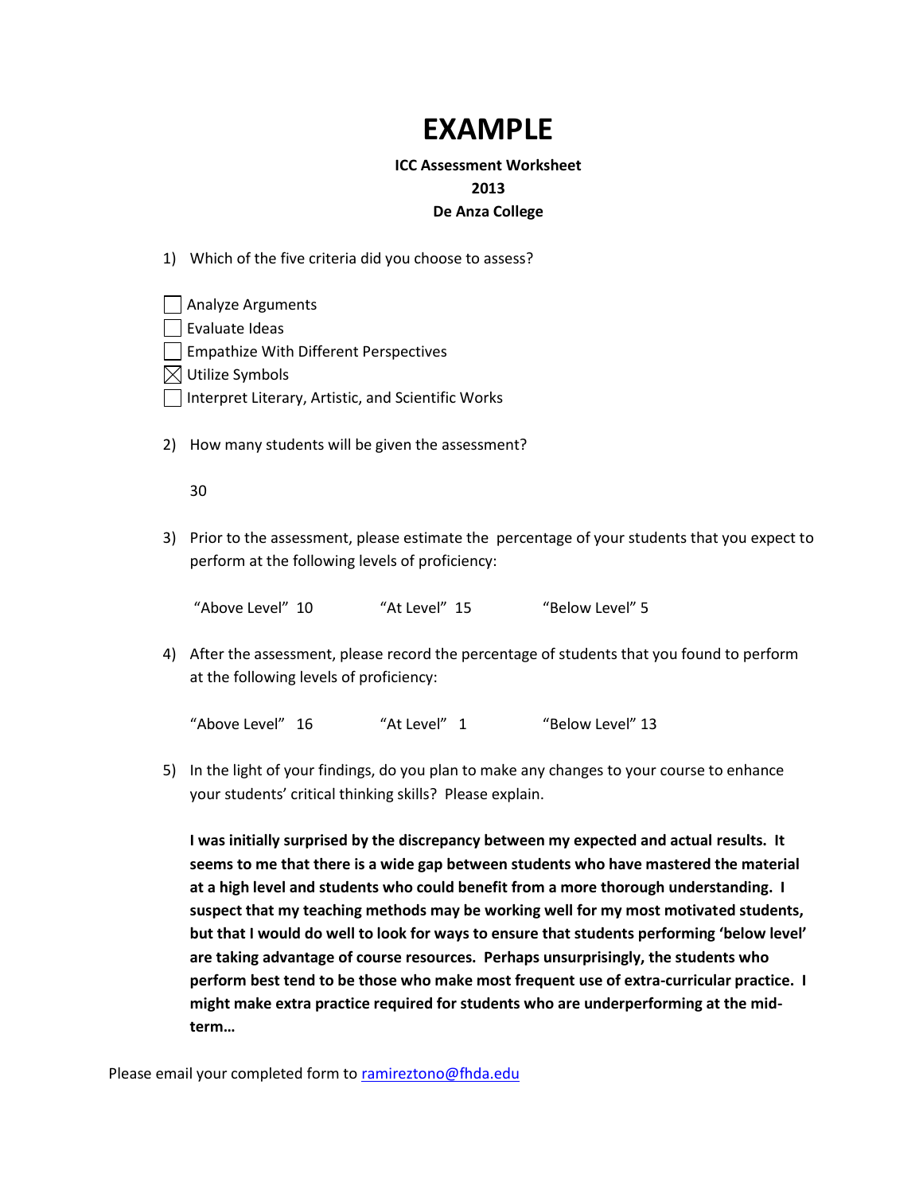# EXAMPLE

**ICC Assessment Worksheet**
**2013**
**De Anza College**

1) Which of the five criteria did you choose to assess?

- [ ] Analyze Arguments
- [ ] Evaluate Ideas
- [ ] Empathize With Different Perspectives
- [x] Utilize Symbols
- [ ] Interpret Literary, Artistic, and Scientific Works

2) How many students will be given the assessment?

   30

3) Prior to the assessment, please estimate the percentage of your students that you expect to perform at the following levels of proficiency:

   "Above Level" 10 "At Level" 15 "Below Level" 5

4) After the assessment, please record the percentage of students that you found to perform at the following levels of proficiency:

   "Above Level" 16 "At Level" 1 "Below Level" 13

5) In the light of your findings, do you plan to make any changes to your course to enhance your students' critical thinking skills? Please explain.

   **I was initially surprised by the discrepancy between my expected and actual results. It seems to me that there is a wide gap between students who have mastered the material at a high level and students who could benefit from a more thorough understanding. I suspect that my teaching methods may be working well for my most motivated students, but that I would do well to look for ways to ensure that students performing 'below level' are taking advantage of course resources. Perhaps unsurprisingly, the students who perform best tend to be those who make most frequent use of extra-curricular practice. I might make extra practice required for students who are underperforming at the mid-term…**

Please email your completed form to ramireztono@fhda.edu